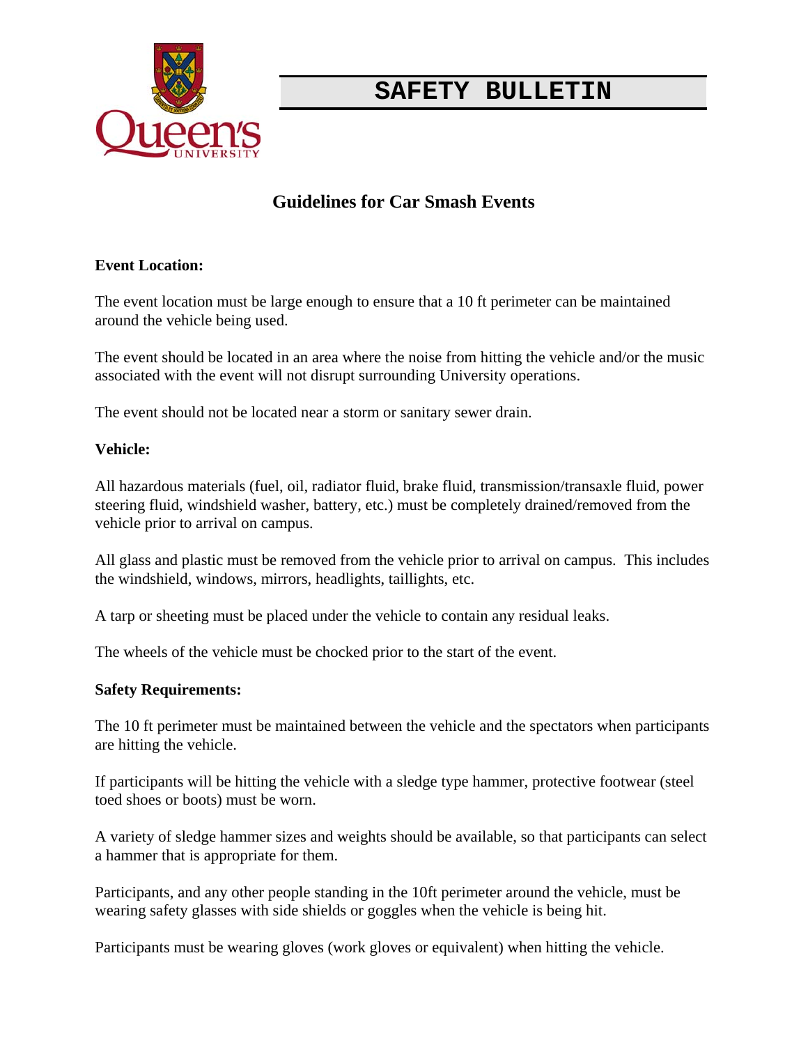# SAFETY BULLETIN

## Guidelines for Car Smash Events

**Event Location:**

The event location must be large enough to ensure that a 10 ft perimeter can be maintained around the vehicle being used.

The event should be located in an area where the noise from hitting the vehicle and/or the music associated with the event will not disrupt surrounding University operations.

The event should not be located near a storm or sanitary sewer drain.

**Vehicle:**

All hazardous materials (fuel, oil, radiator fluid, brake fluid, transmission/transaxle fluid, power steering fluid, windshield washer, battery, etc.) must be completely drained/removed from the vehicle prior to arrival on campus.

All glass and plastic must be removed from the vehicle prior to arrival on campus. This includes the windshield, windows, mirrors, headlights, taillights, etc.

A tarp or sheeting must be placed under the vehicle to contain any residual leaks.

The wheels of the vehicle must be chocked prior to the start of the event.

**Safety Requirements:**

The 10 ft perimeter must be maintained between the vehicle and the spectators when participants are hitting the vehicle.

If participants will be hitting the vehicle with a sledge type hammer, protective footwear (steel toed shoes or boots) must be worn.

A variety of sledge hammer sizes and weights should be available, so that participants can select a hammer that is appropriate for them.

Participants, and any other people standing in the 10ft perimeter around the vehicle, must be wearing safety glasses with side shields or goggles when the vehicle is being hit.

Participants must be wearing gloves (work gloves or equivalent) when hitting the vehicle.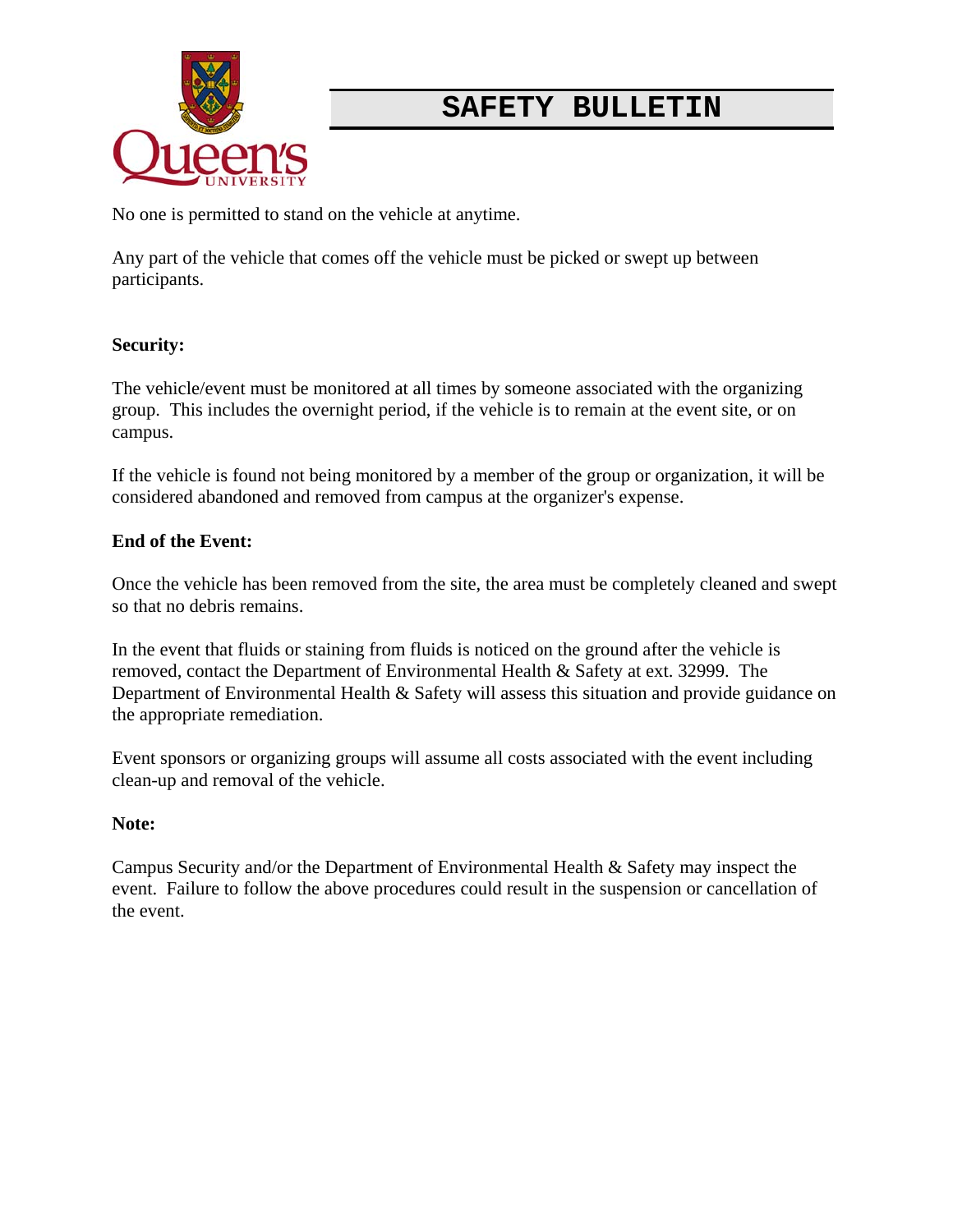# SAFETY BULLETIN

No one is permitted to stand on the vehicle at anytime.

Any part of the vehicle that comes off the vehicle must be picked or swept up between participants.

**Security:**

The vehicle/event must be monitored at all times by someone associated with the organizing group. This includes the overnight period, if the vehicle is to remain at the event site, or on campus.

If the vehicle is found not being monitored by a member of the group or organization, it will be considered abandoned and removed from campus at the organizer's expense.

**End of the Event:**

Once the vehicle has been removed from the site, the area must be completely cleaned and swept so that no debris remains.

In the event that fluids or staining from fluids is noticed on the ground after the vehicle is removed, contact the Department of Environmental Health & Safety at ext. 32999. The Department of Environmental Health & Safety will assess this situation and provide guidance on the appropriate remediation.

Event sponsors or organizing groups will assume all costs associated with the event including clean-up and removal of the vehicle.

**Note:**

Campus Security and/or the Department of Environmental Health & Safety may inspect the event. Failure to follow the above procedures could result in the suspension or cancellation of the event.